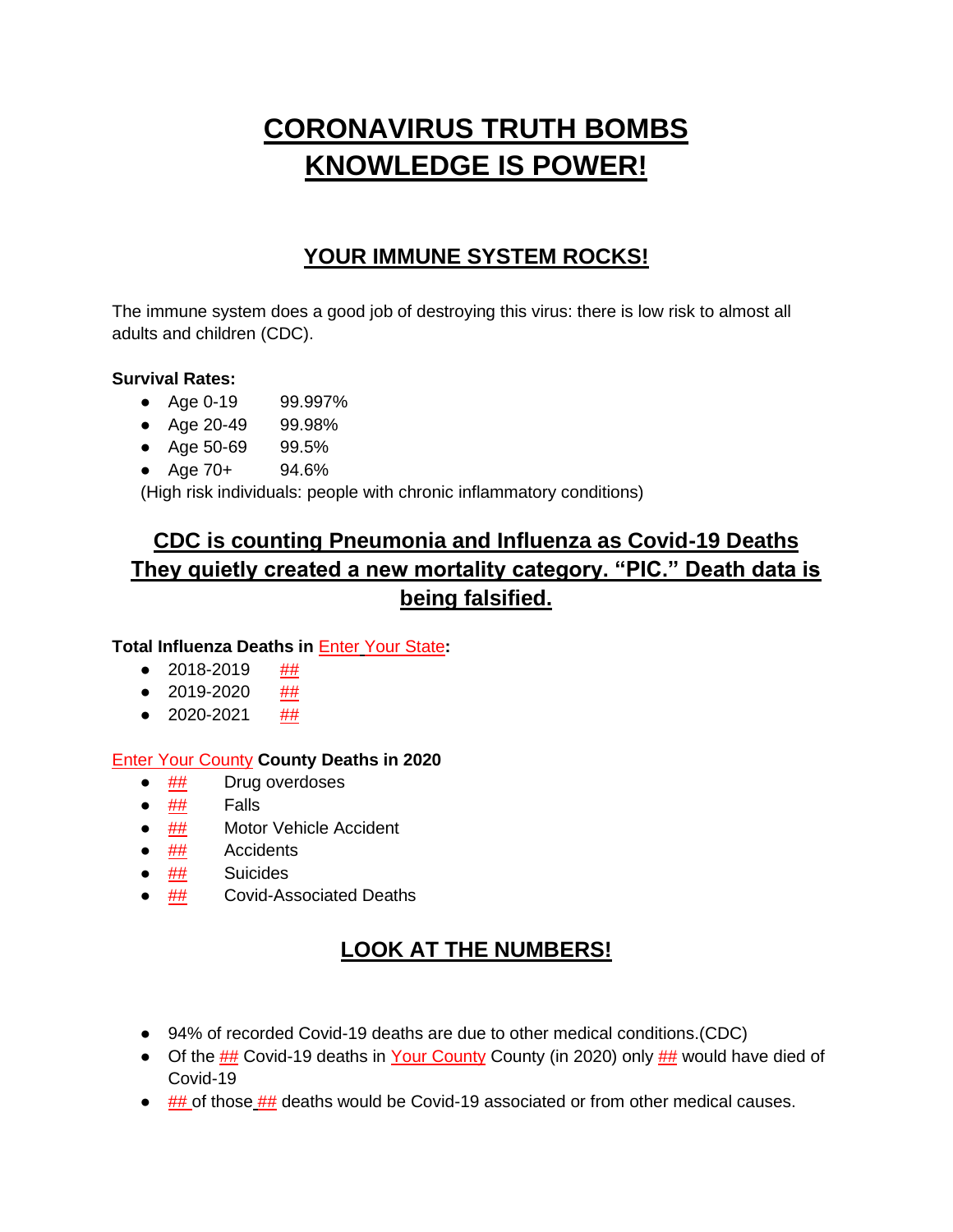# CORONAVIRUS TRUTH BOMBS
# KNOWLEDGE IS POWER!

## YOUR IMMUNE SYSTEM ROCKS!

The immune system does a good job of destroying this virus: there is low risk to almost all adults and children (CDC).

**Survival Rates:**

- Age 0-19 99.997%
- Age 20-49 99.98%
- Age 50-69 99.5%
- Age 70+ 94.6%

(High risk individuals: people with chronic inflammatory conditions)

## CDC is counting Pneumonia and Influenza as Covid-19 Deaths They quietly created a new mortality category. "PIC." Death data is being falsified.

**Total Influenza Deaths in** Enter Your State**:**

- 2018-2019 ##
- 2019-2020 ##
- 2020-2021 ##

Enter Your County **County Deaths in 2020**

- ## Drug overdoses
- ## Falls
- ## Motor Vehicle Accident
- ## Accidents
- ## Suicides
- ## Covid-Associated Deaths

## LOOK AT THE NUMBERS!

- 94% of recorded Covid-19 deaths are due to other medical conditions.(CDC)
- Of the ## Covid-19 deaths in Your County County (in 2020) only ## would have died of Covid-19
- ## of those ## deaths would be Covid-19 associated or from other medical causes.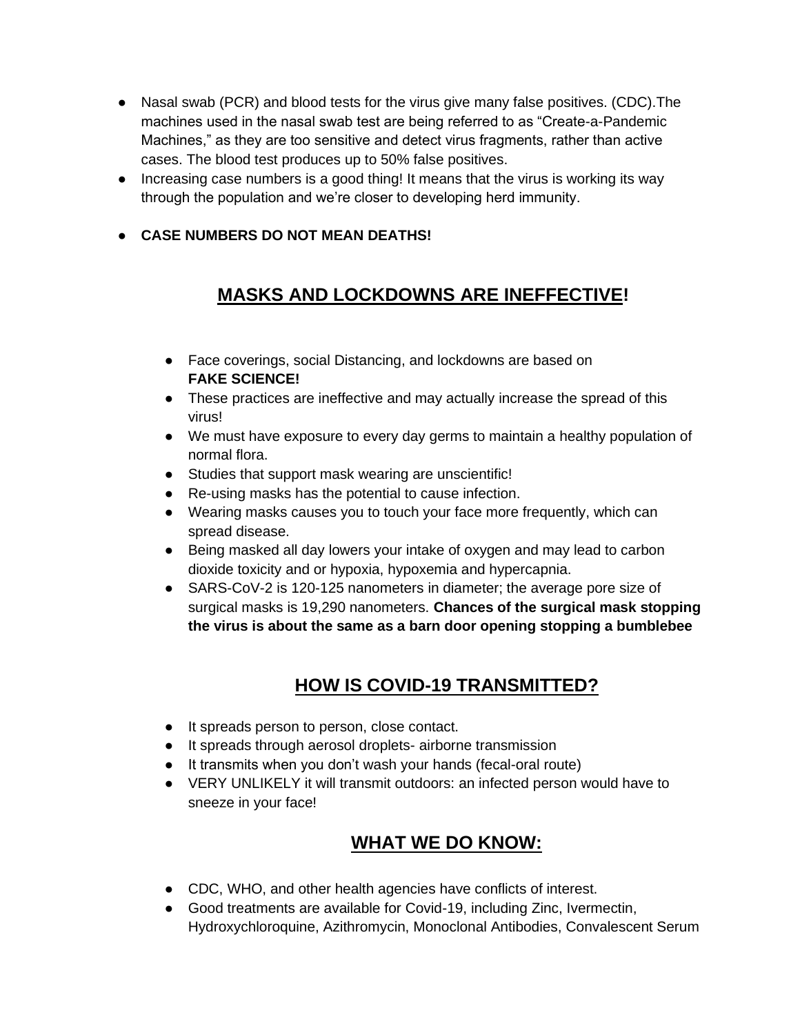- Nasal swab (PCR) and blood tests for the virus give many false positives. (CDC).The machines used in the nasal swab test are being referred to as "Create-a-Pandemic Machines," as they are too sensitive and detect virus fragments, rather than active cases. The blood test produces up to 50% false positives.
- Increasing case numbers is a good thing! It means that the virus is working its way through the population and we're closer to developing herd immunity.
- **CASE NUMBERS DO NOT MEAN DEATHS!**

## MASKS AND LOCKDOWNS ARE INEFFECTIVE!

- Face coverings, social Distancing, and lockdowns are based on **FAKE SCIENCE!**
- These practices are ineffective and may actually increase the spread of this virus!
- We must have exposure to every day germs to maintain a healthy population of normal flora.
- Studies that support mask wearing are unscientific!
- Re-using masks has the potential to cause infection.
- Wearing masks causes you to touch your face more frequently, which can spread disease.
- Being masked all day lowers your intake of oxygen and may lead to carbon dioxide toxicity and or hypoxia, hypoxemia and hypercapnia.
- SARS-CoV-2 is 120-125 nanometers in diameter; the average pore size of surgical masks is 19,290 nanometers. **Chances of the surgical mask stopping the virus is about the same as a barn door opening stopping a bumblebee**

## HOW IS COVID-19 TRANSMITTED?

- It spreads person to person, close contact.
- It spreads through aerosol droplets- airborne transmission
- It transmits when you don't wash your hands (fecal-oral route)
- VERY UNLIKELY it will transmit outdoors: an infected person would have to sneeze in your face!

## WHAT WE DO KNOW:

- CDC, WHO, and other health agencies have conflicts of interest.
- Good treatments are available for Covid-19, including Zinc, Ivermectin, Hydroxychloroquine, Azithromycin, Monoclonal Antibodies, Convalescent Serum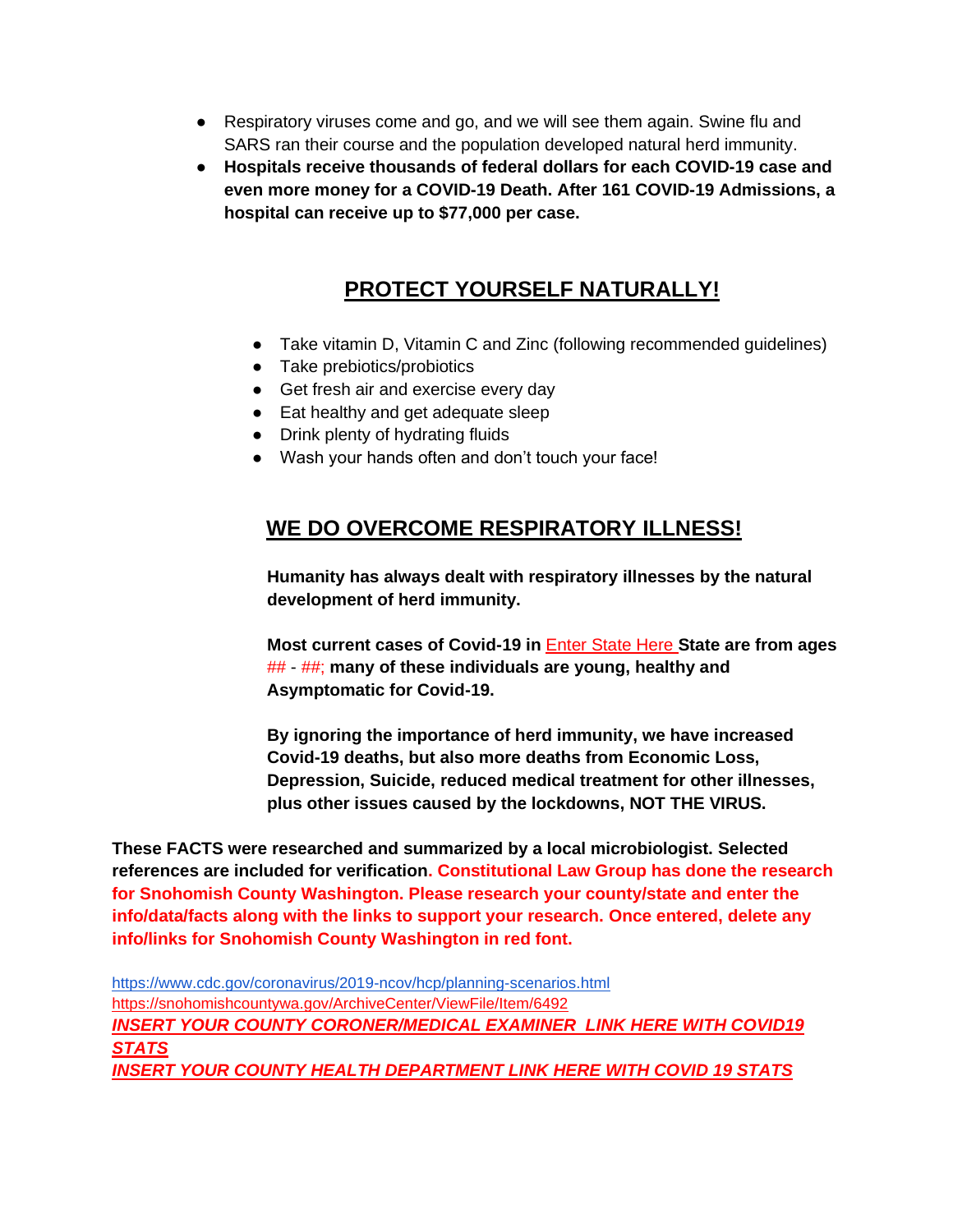- Respiratory viruses come and go, and we will see them again. Swine flu and SARS ran their course and the population developed natural herd immunity.
- **Hospitals receive thousands of federal dollars for each COVID-19 case and even more money for a COVID-19 Death. After 161 COVID-19 Admissions, a hospital can receive up to $77,000 per case.**

## PROTECT YOURSELF NATURALLY!

- Take vitamin D, Vitamin C and Zinc (following recommended guidelines)
- Take prebiotics/probiotics
- Get fresh air and exercise every day
- Eat healthy and get adequate sleep
- Drink plenty of hydrating fluids
- Wash your hands often and don't touch your face!

## WE DO OVERCOME RESPIRATORY ILLNESS!

**Humanity has always dealt with respiratory illnesses by the natural development of herd immunity.**

**Most current cases of Covid-19 in** Enter State Here **State are from ages** ## - ##; **many of these individuals are young, healthy and Asymptomatic for Covid-19.**

**By ignoring the importance of herd immunity, we have increased Covid-19 deaths, but also more deaths from Economic Loss, Depression, Suicide, reduced medical treatment for other illnesses, plus other issues caused by the lockdowns, NOT THE VIRUS.**

**These FACTS were researched and summarized by a local microbiologist. Selected references are included for verification. Constitutional Law Group has done the research for Snohomish County Washington. Please research your county/state and enter the info/data/facts along with the links to support your research. Once entered, delete any info/links for Snohomish County Washington in red font.**

https://www.cdc.gov/coronavirus/2019-ncov/hcp/planning-scenarios.html
https://snohomishcountywa.gov/ArchiveCenter/ViewFile/Item/6492
***INSERT YOUR COUNTY CORONER/MEDICAL EXAMINER LINK HERE WITH COVID19 STATS***
***INSERT YOUR COUNTY HEALTH DEPARTMENT LINK HERE WITH COVID 19 STATS***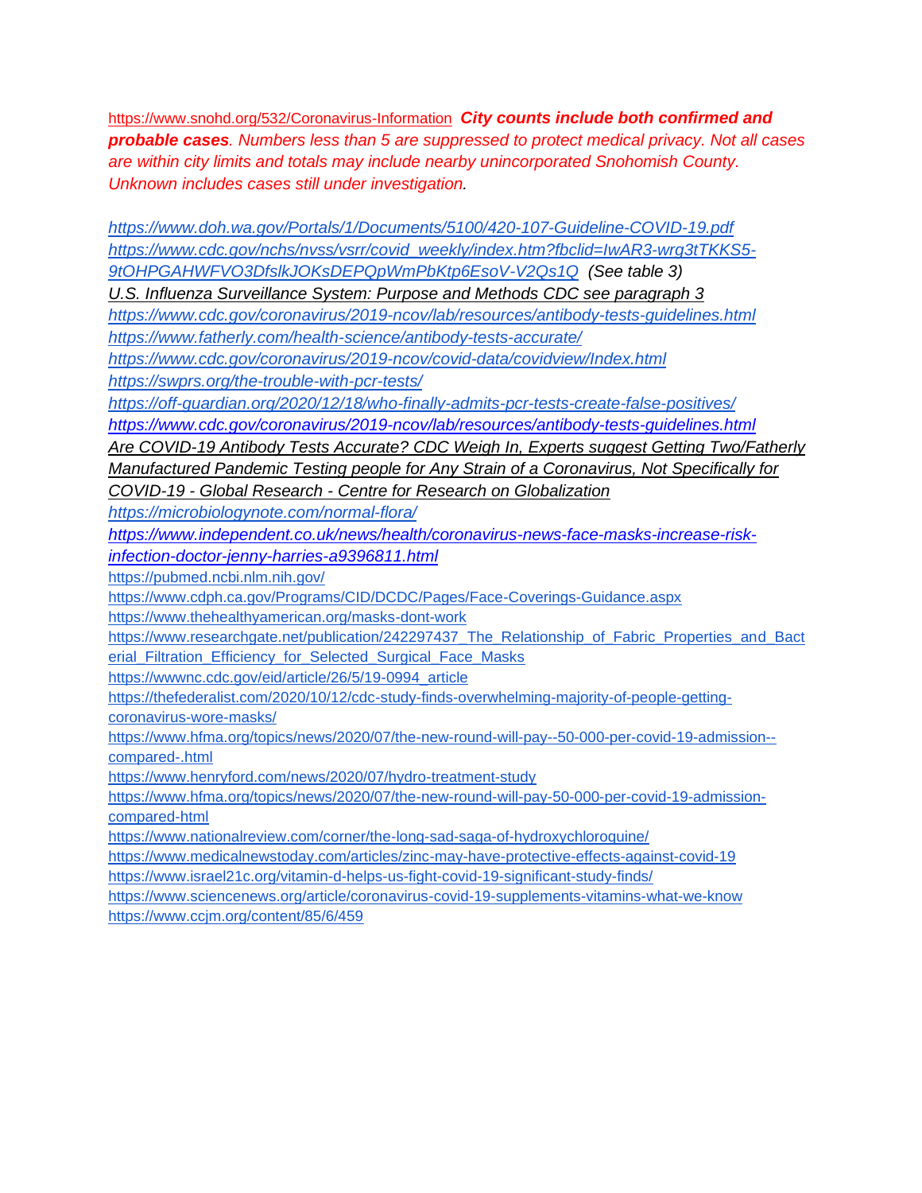https://www.snohd.org/532/Coronavirus-Information ***City counts include both confirmed and probable cases****. Numbers less than 5 are suppressed to protect medical privacy. Not all cases are within city limits and totals may include nearby unincorporated Snohomish County. Unknown includes cases still under investigation.*

*https://www.doh.wa.gov/Portals/1/Documents/5100/420-107-Guideline-COVID-19.pdf*
*https://www.cdc.gov/nchs/nvss/vsrr/covid_weekly/index.htm?fbclid=IwAR3-wrg3tTKKS5-9tOHPGAHWFVO3DfslkJOKsDEPQpWmPbKtp6EsoV-V2Qs1Q* *(See table 3)*
*U.S. Influenza Surveillance System: Purpose and Methods CDC see paragraph 3*
*https://www.cdc.gov/coronavirus/2019-ncov/lab/resources/antibody-tests-guidelines.html*
*https://www.fatherly.com/health-science/antibody-tests-accurate/*
*https://www.cdc.gov/coronavirus/2019-ncov/covid-data/covidview/Index.html*
*https://swprs.org/the-trouble-with-pcr-tests/*
*https://off-guardian.org/2020/12/18/who-finally-admits-pcr-tests-create-false-positives/*
*https://www.cdc.gov/coronavirus/2019-ncov/lab/resources/antibody-tests-guidelines.html*
*Are COVID-19 Antibody Tests Accurate? CDC Weigh In, Experts suggest Getting Two/Fatherly*
*Manufactured Pandemic Testing people for Any Strain of a Coronavirus, Not Specifically for COVID-19 - Global Research - Centre for Research on Globalization*
*https://microbiologynote.com/normal-flora/*
*https://www.independent.co.uk/news/health/coronavirus-news-face-masks-increase-risk-infection-doctor-jenny-harries-a9396811.html*
https://pubmed.ncbi.nlm.nih.gov/
https://www.cdph.ca.gov/Programs/CID/DCDC/Pages/Face-Coverings-Guidance.aspx
https://www.thehealthyamerican.org/masks-dont-work
https://www.researchgate.net/publication/242297437_The_Relationship_of_Fabric_Properties_and_Bacterial_Filtration_Efficiency_for_Selected_Surgical_Face_Masks
https://wwwnc.cdc.gov/eid/article/26/5/19-0994_article
https://thefederalist.com/2020/10/12/cdc-study-finds-overwhelming-majority-of-people-getting-coronavirus-wore-masks/
https://www.hfma.org/topics/news/2020/07/the-new-round-will-pay--50-000-per-covid-19-admission--compared-.html
https://www.henryford.com/news/2020/07/hydro-treatment-study
https://www.hfma.org/topics/news/2020/07/the-new-round-will-pay-50-000-per-covid-19-admission-compared-html
https://www.nationalreview.com/corner/the-long-sad-saga-of-hydroxychloroquine/
https://www.medicalnewstoday.com/articles/zinc-may-have-protective-effects-against-covid-19
https://www.israel21c.org/vitamin-d-helps-us-fight-covid-19-significant-study-finds/
https://www.sciencenews.org/article/coronavirus-covid-19-supplements-vitamins-what-we-know
https://www.ccjm.org/content/85/6/459